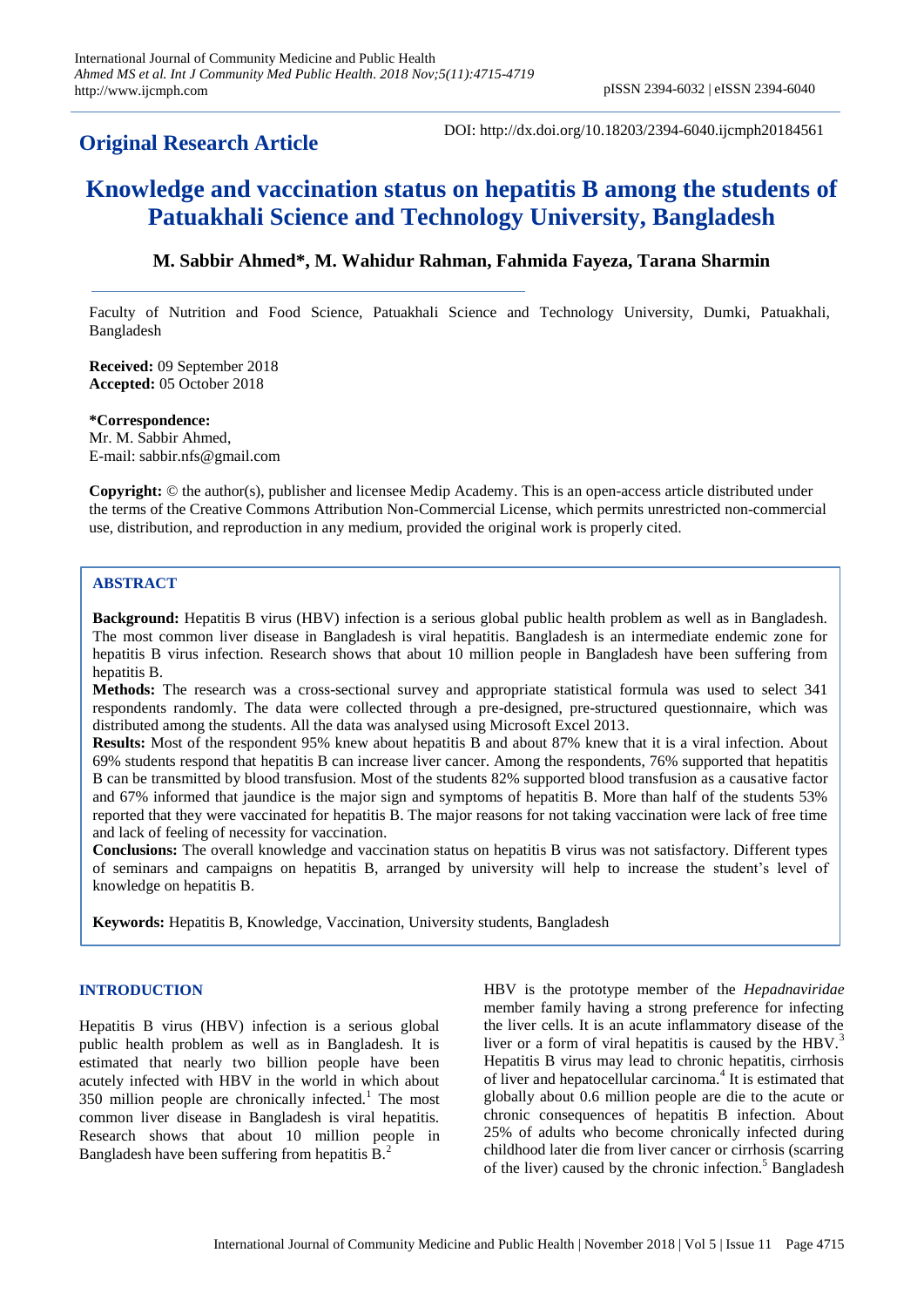## Original Research Article

DOI: http://dx.doi.org/10.18203/2394-6040.ijcmph20184561

# Knowledge and vaccination status on hepatitis B among the students of Patuakhali Science and Technology University, Bangladesh

**M. Sabbir Ahmed\*, M. Wahidur Rahman, Fahmida Fayeza, Tarana Sharmin**

Faculty of Nutrition and Food Science, Patuakhali Science and Technology University, Dumki, Patuakhali, Bangladesh

**Received:** 09 September 2018
**Accepted:** 05 October 2018

**\*Correspondence:**
Mr. M. Sabbir Ahmed,
E-mail: sabbir.nfs@gmail.com

**Copyright:** © the author(s), publisher and licensee Medip Academy. This is an open-access article distributed under the terms of the Creative Commons Attribution Non-Commercial License, which permits unrestricted non-commercial use, distribution, and reproduction in any medium, provided the original work is properly cited.

## ABSTRACT

**Background:** Hepatitis B virus (HBV) infection is a serious global public health problem as well as in Bangladesh. The most common liver disease in Bangladesh is viral hepatitis. Bangladesh is an intermediate endemic zone for hepatitis B virus infection. Research shows that about 10 million people in Bangladesh have been suffering from hepatitis B.

**Methods:** The research was a cross-sectional survey and appropriate statistical formula was used to select 341 respondents randomly. The data were collected through a pre-designed, pre-structured questionnaire, which was distributed among the students. All the data was analysed using Microsoft Excel 2013.

**Results:** Most of the respondent 95% knew about hepatitis B and about 87% knew that it is a viral infection. About 69% students respond that hepatitis B can increase liver cancer. Among the respondents, 76% supported that hepatitis B can be transmitted by blood transfusion. Most of the students 82% supported blood transfusion as a causative factor and 67% informed that jaundice is the major sign and symptoms of hepatitis B. More than half of the students 53% reported that they were vaccinated for hepatitis B. The major reasons for not taking vaccination were lack of free time and lack of feeling of necessity for vaccination.

**Conclusions:** The overall knowledge and vaccination status on hepatitis B virus was not satisfactory. Different types of seminars and campaigns on hepatitis B, arranged by university will help to increase the student's level of knowledge on hepatitis B.

**Keywords:** Hepatitis B, Knowledge, Vaccination, University students, Bangladesh

## INTRODUCTION

Hepatitis B virus (HBV) infection is a serious global public health problem as well as in Bangladesh. It is estimated that nearly two billion people have been acutely infected with HBV in the world in which about 350 million people are chronically infected.[1] The most common liver disease in Bangladesh is viral hepatitis. Research shows that about 10 million people in Bangladesh have been suffering from hepatitis B.[2]

HBV is the prototype member of the *Hepadnaviridae* member family having a strong preference for infecting the liver cells. It is an acute inflammatory disease of the liver or a form of viral hepatitis is caused by the HBV.[3] Hepatitis B virus may lead to chronic hepatitis, cirrhosis of liver and hepatocellular carcinoma.[4] It is estimated that globally about 0.6 million people are die to the acute or chronic consequences of hepatitis B infection. About 25% of adults who become chronically infected during childhood later die from liver cancer or cirrhosis (scarring of the liver) caused by the chronic infection.[5] Bangladesh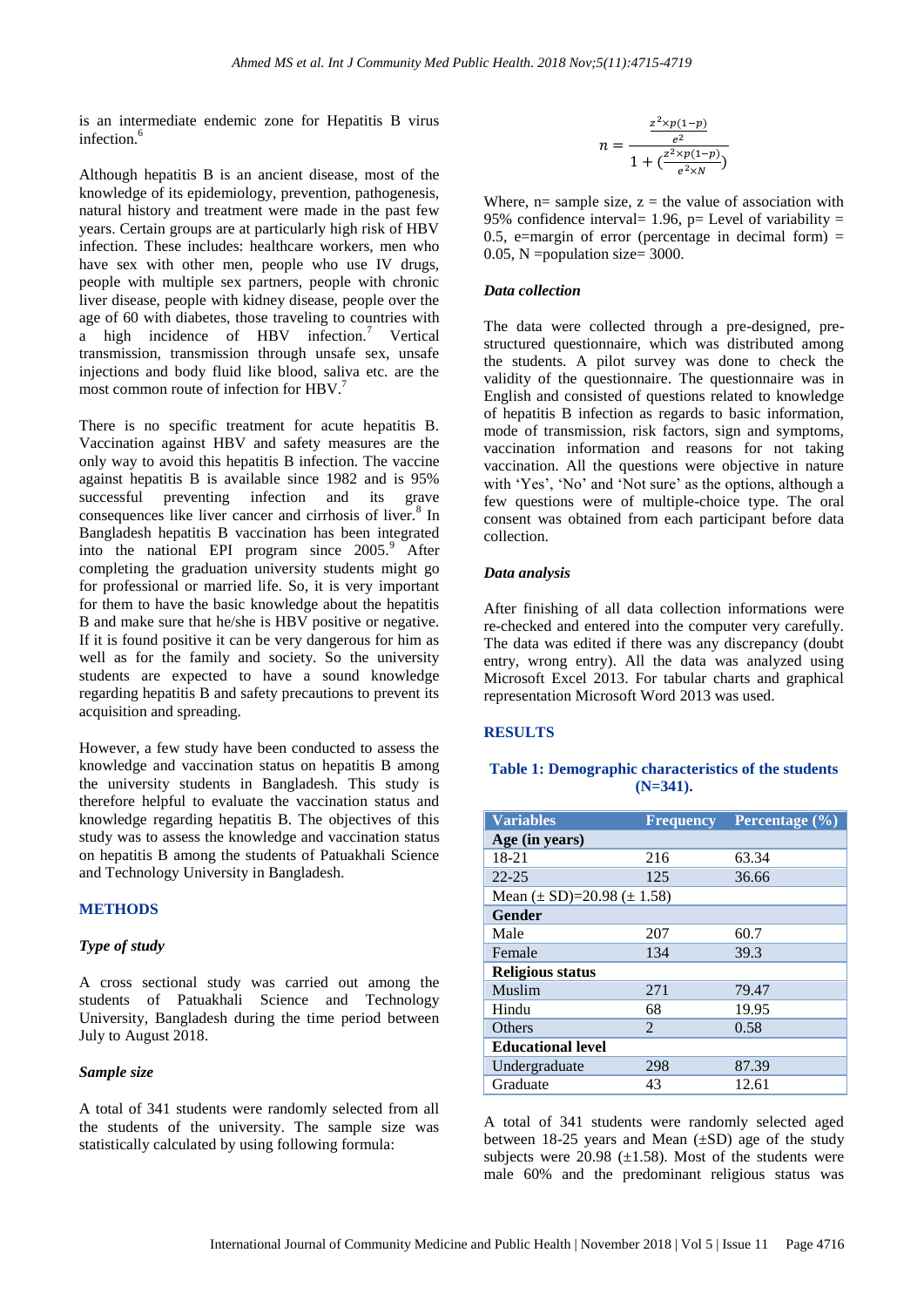is an intermediate endemic zone for Hepatitis B virus infection.[6]

Although hepatitis B is an ancient disease, most of the knowledge of its epidemiology, prevention, pathogenesis, natural history and treatment were made in the past few years. Certain groups are at particularly high risk of HBV infection. These includes: healthcare workers, men who have sex with other men, people who use IV drugs, people with multiple sex partners, people with chronic liver disease, people with kidney disease, people over the age of 60 with diabetes, those traveling to countries with a high incidence of HBV infection.[7] Vertical transmission, transmission through unsafe sex, unsafe injections and body fluid like blood, saliva etc. are the most common route of infection for HBV.[7]

There is no specific treatment for acute hepatitis B. Vaccination against HBV and safety measures are the only way to avoid this hepatitis B infection. The vaccine against hepatitis B is available since 1982 and is 95% successful preventing infection and its grave consequences like liver cancer and cirrhosis of liver.[8] In Bangladesh hepatitis B vaccination has been integrated into the national EPI program since 2005.[9] After completing the graduation university students might go for professional or married life. So, it is very important for them to have the basic knowledge about the hepatitis B and make sure that he/she is HBV positive or negative. If it is found positive it can be very dangerous for him as well as for the family and society. So the university students are expected to have a sound knowledge regarding hepatitis B and safety precautions to prevent its acquisition and spreading.

However, a few study have been conducted to assess the knowledge and vaccination status on hepatitis B among the university students in Bangladesh. This study is therefore helpful to evaluate the vaccination status and knowledge regarding hepatitis B. The objectives of this study was to assess the knowledge and vaccination status on hepatitis B among the students of Patuakhali Science and Technology University in Bangladesh.

## METHODS

### *Type of study*

A cross sectional study was carried out among the students of Patuakhali Science and Technology University, Bangladesh during the time period between July to August 2018.

### *Sample size*

A total of 341 students were randomly selected from all the students of the university. The sample size was statistically calculated by using following formula:

$$n = \frac{\frac{z^2 \times p(1-p)}{e^2}}{1 + \left(\frac{z^2 \times p(1-p)}{e^2 \times N}\right)}$$

Where, n= sample size, z = the value of association with 95% confidence interval= 1.96, p= Level of variability = 0.5, e=margin of error (percentage in decimal form) = 0.05, N =population size= 3000.

### *Data collection*

The data were collected through a pre-designed, pre-structured questionnaire, which was distributed among the students. A pilot survey was done to check the validity of the questionnaire. The questionnaire was in English and consisted of questions related to knowledge of hepatitis B infection as regards to basic information, mode of transmission, risk factors, sign and symptoms, vaccination information and reasons for not taking vaccination. All the questions were objective in nature with 'Yes', 'No' and 'Not sure' as the options, although a few questions were of multiple-choice type. The oral consent was obtained from each participant before data collection.

### *Data analysis*

After finishing of all data collection informations were re-checked and entered into the computer very carefully. The data was edited if there was any discrepancy (doubt entry, wrong entry). All the data was analyzed using Microsoft Excel 2013. For tabular charts and graphical representation Microsoft Word 2013 was used.

## RESULTS

**Table 1: Demographic characteristics of the students (N=341).**

| Variables | Frequency | Percentage (%) |
|---|---|---|
| **Age (in years)** | | |
| 18-21 | 216 | 63.34 |
| 22-25 | 125 | 36.66 |
| Mean (± SD)=20.98 (± 1.58) | | |
| **Gender** | | |
| Male | 207 | 60.7 |
| Female | 134 | 39.3 |
| **Religious status** | | |
| Muslim | 271 | 79.47 |
| Hindu | 68 | 19.95 |
| Others | 2 | 0.58 |
| **Educational level** | | |
| Undergraduate | 298 | 87.39 |
| Graduate | 43 | 12.61 |

A total of 341 students were randomly selected aged between 18-25 years and Mean (±SD) age of the study subjects were 20.98 (±1.58). Most of the students were male 60% and the predominant religious status was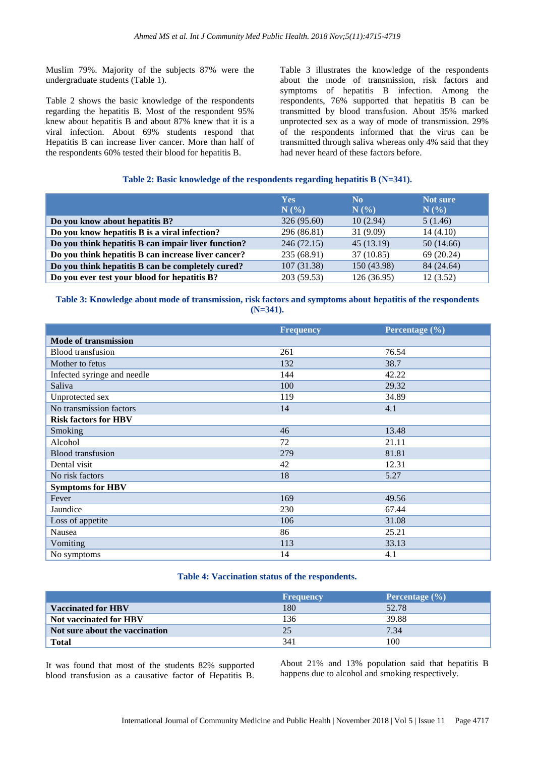Muslim 79%. Majority of the subjects 87% were the undergraduate students (Table 1).

Table 2 shows the basic knowledge of the respondents regarding the hepatitis B. Most of the respondent 95% knew about hepatitis B and about 87% knew that it is a viral infection. About 69% students respond that Hepatitis B can increase liver cancer. More than half of the respondents 60% tested their blood for hepatitis B.

Table 3 illustrates the knowledge of the respondents about the mode of transmission, risk factors and symptoms of hepatitis B infection. Among the respondents, 76% supported that hepatitis B can be transmitted by blood transfusion. About 35% marked unprotected sex as a way of mode of transmission. 29% of the respondents informed that the virus can be transmitted through saliva whereas only 4% said that they had never heard of these factors before.

**Table 2: Basic knowledge of the respondents regarding hepatitis B (N=341).**

| | Yes N (%) | No N (%) | Not sure N (%) |
|---|---|---|---|
| **Do you know about hepatitis B?** | 326 (95.60) | 10 (2.94) | 5 (1.46) |
| **Do you know hepatitis B is a viral infection?** | 296 (86.81) | 31 (9.09) | 14 (4.10) |
| **Do you think hepatitis B can impair liver function?** | 246 (72.15) | 45 (13.19) | 50 (14.66) |
| **Do you think hepatitis B can increase liver cancer?** | 235 (68.91) | 37 (10.85) | 69 (20.24) |
| **Do you think hepatitis B can be completely cured?** | 107 (31.38) | 150 (43.98) | 84 (24.64) |
| **Do you ever test your blood for hepatitis B?** | 203 (59.53) | 126 (36.95) | 12 (3.52) |

**Table 3: Knowledge about mode of transmission, risk factors and symptoms about hepatitis of the respondents (N=341).**

| | Frequency | Percentage (%) |
|---|---|---|
| **Mode of transmission** | | |
| Blood transfusion | 261 | 76.54 |
| Mother to fetus | 132 | 38.7 |
| Infected syringe and needle | 144 | 42.22 |
| Saliva | 100 | 29.32 |
| Unprotected sex | 119 | 34.89 |
| No transmission factors | 14 | 4.1 |
| **Risk factors for HBV** | | |
| Smoking | 46 | 13.48 |
| Alcohol | 72 | 21.11 |
| Blood transfusion | 279 | 81.81 |
| Dental visit | 42 | 12.31 |
| No risk factors | 18 | 5.27 |
| **Symptoms for HBV** | | |
| Fever | 169 | 49.56 |
| Jaundice | 230 | 67.44 |
| Loss of appetite | 106 | 31.08 |
| Nausea | 86 | 25.21 |
| Vomiting | 113 | 33.13 |
| No symptoms | 14 | 4.1 |

**Table 4: Vaccination status of the respondents.**

| | Frequency | Percentage (%) |
|---|---|---|
| **Vaccinated for HBV** | 180 | 52.78 |
| **Not vaccinated for HBV** | 136 | 39.88 |
| **Not sure about the vaccination** | 25 | 7.34 |
| **Total** | 341 | 100 |

It was found that most of the students 82% supported blood transfusion as a causative factor of Hepatitis B. About 21% and 13% population said that hepatitis B happens due to alcohol and smoking respectively.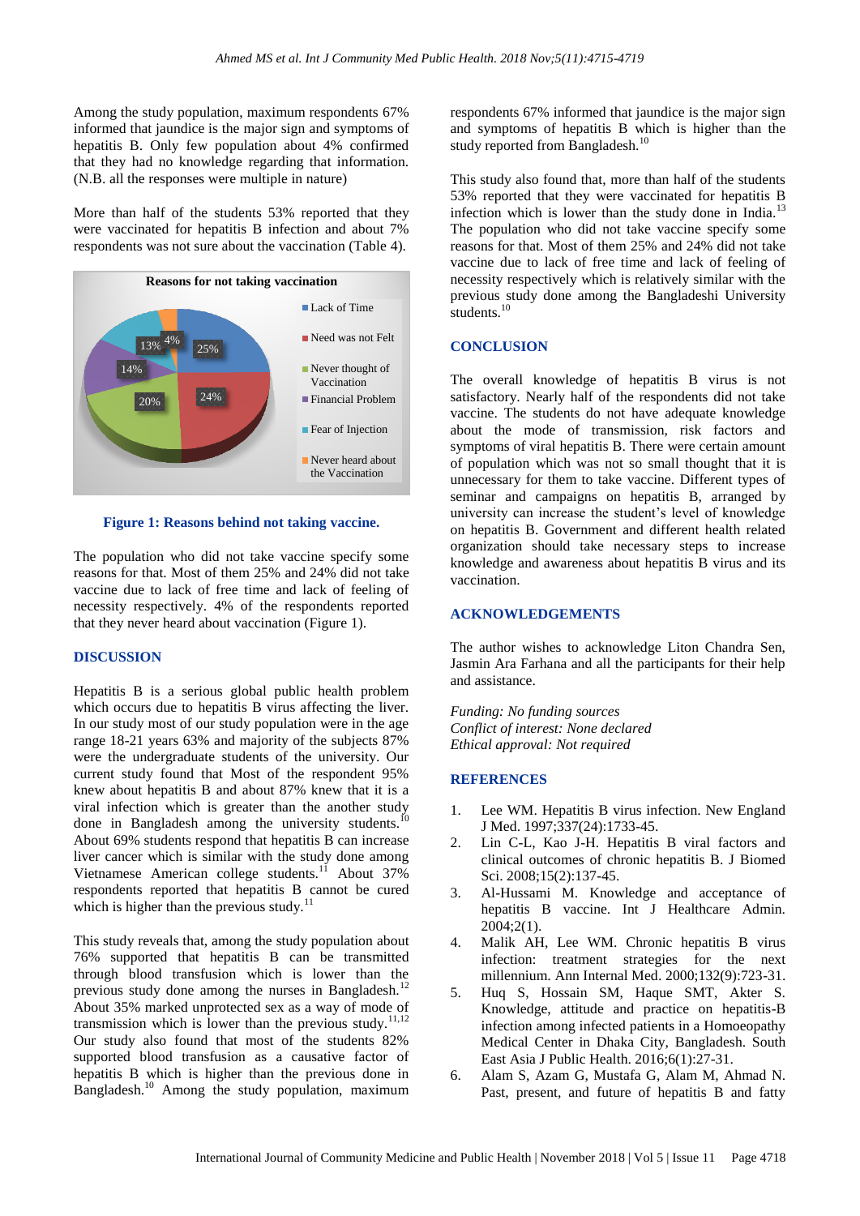Among the study population, maximum respondents 67% informed that jaundice is the major sign and symptoms of hepatitis B. Only few population about 4% confirmed that they had no knowledge regarding that information. (N.B. all the responses were multiple in nature)

More than half of the students 53% reported that they were vaccinated for hepatitis B infection and about 7% respondents was not sure about the vaccination (Table 4).

Reasons for not taking vaccination

25%
24%
20%
14%
13%
4%

Lack of Time
Need was not Felt
Never thought of Vaccination
Financial Problem
Fear of Injection
Never heard about the Vaccination

**Figure 1: Reasons behind not taking vaccine.**

The population who did not take vaccine specify some reasons for that. Most of them 25% and 24% did not take vaccine due to lack of free time and lack of feeling of necessity respectively. 4% of the respondents reported that they never heard about vaccination (Figure 1).

## DISCUSSION

Hepatitis B is a serious global public health problem which occurs due to hepatitis B virus affecting the liver. In our study most of our study population were in the age range 18-21 years 63% and majority of the subjects 87% were the undergraduate students of the university. Our current study found that Most of the respondent 95% knew about hepatitis B and about 87% knew that it is a viral infection which is greater than the another study done in Bangladesh among the university students.[10] About 69% students respond that hepatitis B can increase liver cancer which is similar with the study done among Vietnamese American college students.[11] About 37% respondents reported that hepatitis B cannot be cured which is higher than the previous study.[11]

This study reveals that, among the study population about 76% supported that hepatitis B can be transmitted through blood transfusion which is lower than the previous study done among the nurses in Bangladesh.[12] About 35% marked unprotected sex as a way of mode of transmission which is lower than the previous study.[11,12] Our study also found that most of the students 82% supported blood transfusion as a causative factor of hepatitis B which is higher than the previous done in Bangladesh.[10] Among the study population, maximum respondents 67% informed that jaundice is the major sign and symptoms of hepatitis B which is higher than the study reported from Bangladesh.[10]

This study also found that, more than half of the students 53% reported that they were vaccinated for hepatitis B infection which is lower than the study done in India.[13] The population who did not take vaccine specify some reasons for that. Most of them 25% and 24% did not take vaccine due to lack of free time and lack of feeling of necessity respectively which is relatively similar with the previous study done among the Bangladeshi University students.[10]

## CONCLUSION

The overall knowledge of hepatitis B virus is not satisfactory. Nearly half of the respondents did not take vaccine. The students do not have adequate knowledge about the mode of transmission, risk factors and symptoms of viral hepatitis B. There were certain amount of population which was not so small thought that it is unnecessary for them to take vaccine. Different types of seminar and campaigns on hepatitis B, arranged by university can increase the student's level of knowledge on hepatitis B. Government and different health related organization should take necessary steps to increase knowledge and awareness about hepatitis B virus and its vaccination.

## ACKNOWLEDGEMENTS

The author wishes to acknowledge Liton Chandra Sen, Jasmin Ara Farhana and all the participants for their help and assistance.

*Funding: No funding sources*
*Conflict of interest: None declared*
*Ethical approval: Not required*

## REFERENCES

1. Lee WM. Hepatitis B virus infection. New England J Med. 1997;337(24):1733-45.
2. Lin C-L, Kao J-H. Hepatitis B viral factors and clinical outcomes of chronic hepatitis B. J Biomed Sci. 2008;15(2):137-45.
3. Al-Hussami M. Knowledge and acceptance of hepatitis B vaccine. Int J Healthcare Admin. 2004;2(1).
4. Malik AH, Lee WM. Chronic hepatitis B virus infection: treatment strategies for the next millennium. Ann Internal Med. 2000;132(9):723-31.
5. Huq S, Hossain SM, Haque SMT, Akter S. Knowledge, attitude and practice on hepatitis-B infection among infected patients in a Homoeopathy Medical Center in Dhaka City, Bangladesh. South East Asia J Public Health. 2016;6(1):27-31.
6. Alam S, Azam G, Mustafa G, Alam M, Ahmad N. Past, present, and future of hepatitis B and fatty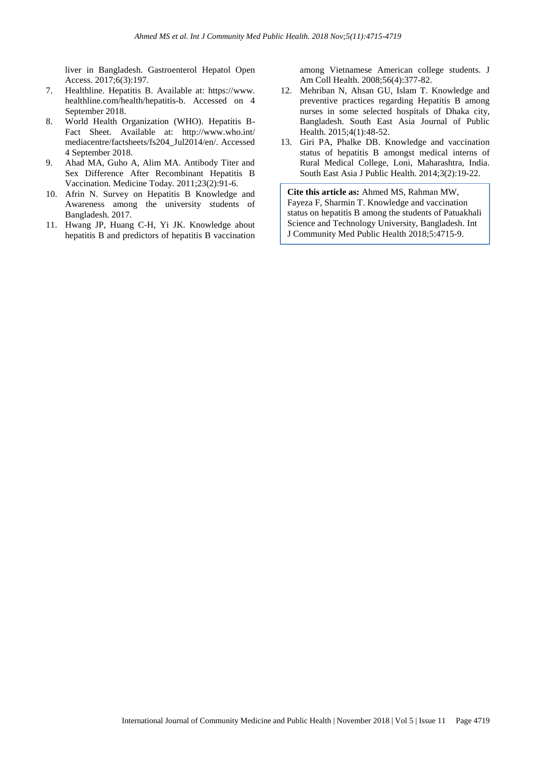liver in Bangladesh. Gastroenterol Hepatol Open Access. 2017;6(3):197.

7. Healthline. Hepatitis B. Available at: https://www.healthline.com/health/hepatitis-b. Accessed on 4 September 2018.
8. World Health Organization (WHO). Hepatitis B- Fact Sheet. Available at: http://www.who.int/mediacentre/factsheets/fs204_Jul2014/en/. Accessed 4 September 2018.
9. Ahad MA, Guho A, Alim MA. Antibody Titer and Sex Difference After Recombinant Hepatitis B Vaccination. Medicine Today. 2011;23(2):91-6.
10. Afrin N. Survey on Hepatitis B Knowledge and Awareness among the university students of Bangladesh. 2017.
11. Hwang JP, Huang C-H, Yi JK. Knowledge about hepatitis B and predictors of hepatitis B vaccination among Vietnamese American college students. J Am Coll Health. 2008;56(4):377-82.
12. Mehriban N, Ahsan GU, Islam T. Knowledge and preventive practices regarding Hepatitis B among nurses in some selected hospitals of Dhaka city, Bangladesh. South East Asia Journal of Public Health. 2015;4(1):48-52.
13. Giri PA, Phalke DB. Knowledge and vaccination status of hepatitis B amongst medical interns of Rural Medical College, Loni, Maharashtra, India. South East Asia J Public Health. 2014;3(2):19-22.

**Cite this article as:** Ahmed MS, Rahman MW, Fayeza F, Sharmin T. Knowledge and vaccination status on hepatitis B among the students of Patuakhali Science and Technology University, Bangladesh. Int J Community Med Public Health 2018;5:4715-9.